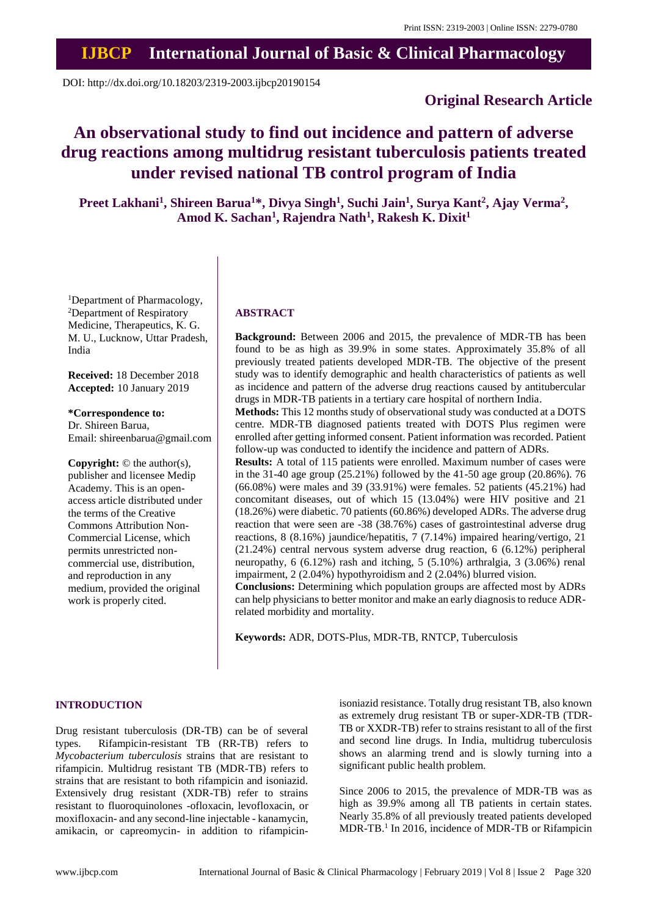DOI: http://dx.doi.org/10.18203/2319-2003.ijbcp20190154

**Original Research Article**

# An observational study to find out incidence and pattern of adverse drug reactions among multidrug resistant tuberculosis patients treated under revised national TB control program of India

**Preet Lakhani[1], Shireen Barua[1]*, Divya Singh[1], Suchi Jain[1], Surya Kant[2], Ajay Verma[2], Amod K. Sachan[1], Rajendra Nath[1], Rakesh K. Dixit[1]**

[1]Department of Pharmacology, [2]Department of Respiratory Medicine, Therapeutics, K. G. M. U., Lucknow, Uttar Pradesh, India

**Received:** 18 December 2018
**Accepted:** 10 January 2019

**\*Correspondence to:**
Dr. Shireen Barua,
Email: shireenbarua@gmail.com

**Copyright:** © the author(s), publisher and licensee Medip Academy. This is an open-access article distributed under the terms of the Creative Commons Attribution Non-Commercial License, which permits unrestricted non-commercial use, distribution, and reproduction in any medium, provided the original work is properly cited.

## ABSTRACT

**Background:** Between 2006 and 2015, the prevalence of MDR-TB has been found to be as high as 39.9% in some states. Approximately 35.8% of all previously treated patients developed MDR-TB. The objective of the present study was to identify demographic and health characteristics of patients as well as incidence and pattern of the adverse drug reactions caused by antitubercular drugs in MDR-TB patients in a tertiary care hospital of northern India.

**Methods:** This 12 months study of observational study was conducted at a DOTS centre. MDR-TB diagnosed patients treated with DOTS Plus regimen were enrolled after getting informed consent. Patient information was recorded. Patient follow-up was conducted to identify the incidence and pattern of ADRs.

**Results:** A total of 115 patients were enrolled. Maximum number of cases were in the 31-40 age group (25.21%) followed by the 41-50 age group (20.86%). 76 (66.08%) were males and 39 (33.91%) were females. 52 patients (45.21%) had concomitant diseases, out of which 15 (13.04%) were HIV positive and 21 (18.26%) were diabetic. 70 patients (60.86%) developed ADRs. The adverse drug reaction that were seen are -38 (38.76%) cases of gastrointestinal adverse drug reactions, 8 (8.16%) jaundice/hepatitis, 7 (7.14%) impaired hearing/vertigo, 21 (21.24%) central nervous system adverse drug reaction, 6 (6.12%) peripheral neuropathy, 6 (6.12%) rash and itching, 5 (5.10%) arthralgia, 3 (3.06%) renal impairment, 2 (2.04%) hypothyroidism and 2 (2.04%) blurred vision.

**Conclusions:** Determining which population groups are affected most by ADRs can help physicians to better monitor and make an early diagnosis to reduce ADR-related morbidity and mortality.

**Keywords:** ADR, DOTS-Plus, MDR-TB, RNTCP, Tuberculosis

## INTRODUCTION

Drug resistant tuberculosis (DR-TB) can be of several types. Rifampicin-resistant TB (RR-TB) refers to *Mycobacterium tuberculosis* strains that are resistant to rifampicin. Multidrug resistant TB (MDR-TB) refers to strains that are resistant to both rifampicin and isoniazid. Extensively drug resistant (XDR-TB) refer to strains resistant to fluoroquinolones -ofloxacin, levofloxacin, or moxifloxacin- and any second-line injectable - kanamycin, amikacin, or capreomycin- in addition to rifampicin-isoniazid resistance. Totally drug resistant TB, also known as extremely drug resistant TB or super-XDR-TB (TDR-TB or XXDR-TB) refer to strains resistant to all of the first and second line drugs. In India, multidrug tuberculosis shows an alarming trend and is slowly turning into a significant public health problem.

Since 2006 to 2015, the prevalence of MDR-TB was as high as 39.9% among all TB patients in certain states. Nearly 35.8% of all previously treated patients developed MDR-TB.[1] In 2016, incidence of MDR-TB or Rifampicin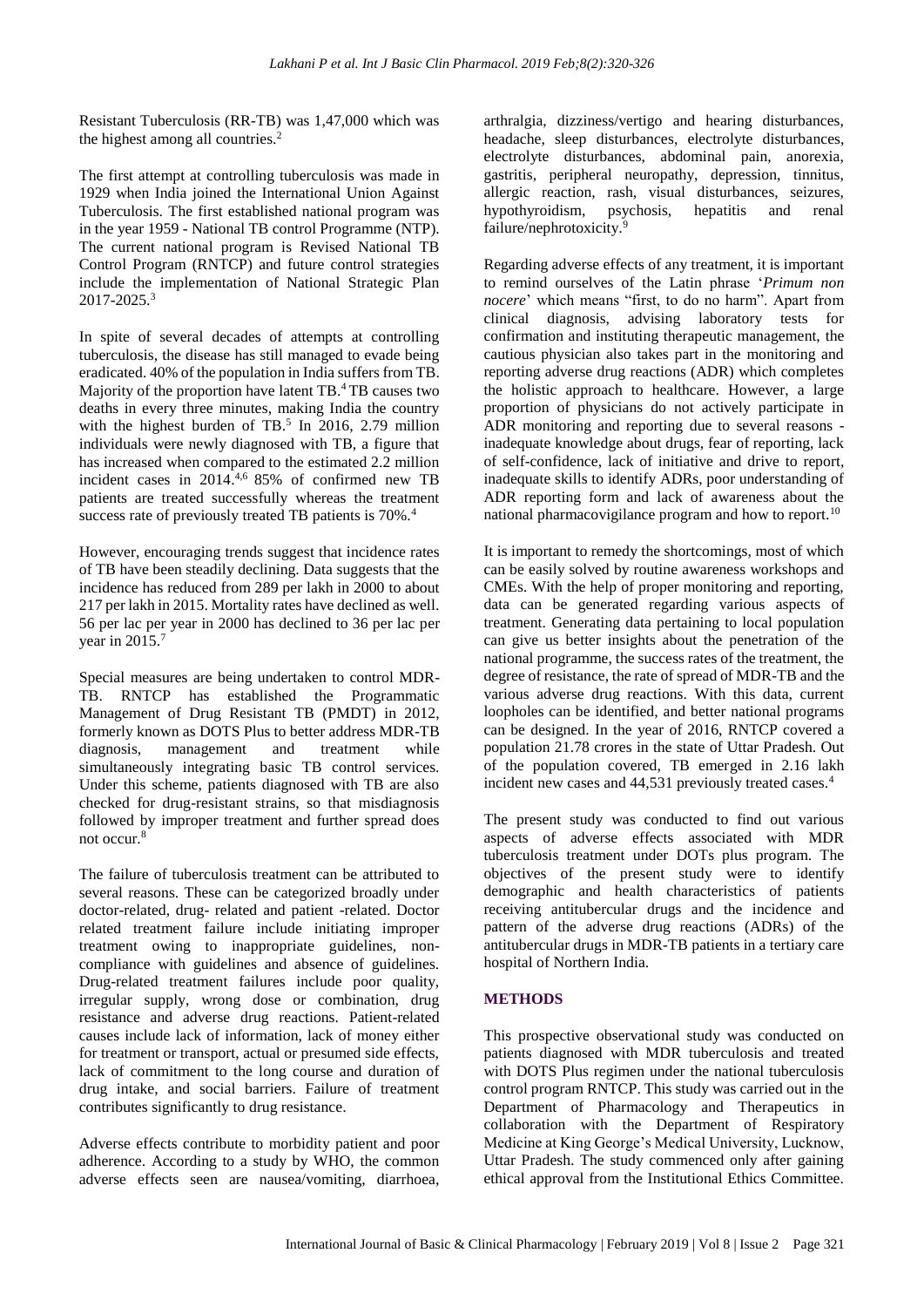Resistant Tuberculosis (RR-TB) was 1,47,000 which was the highest among all countries.[2]

The first attempt at controlling tuberculosis was made in 1929 when India joined the International Union Against Tuberculosis. The first established national program was in the year 1959 - National TB control Programme (NTP). The current national program is Revised National TB Control Program (RNTCP) and future control strategies include the implementation of National Strategic Plan 2017-2025.[3]

In spite of several decades of attempts at controlling tuberculosis, the disease has still managed to evade being eradicated. 40% of the population in India suffers from TB. Majority of the proportion have latent TB.[4] TB causes two deaths in every three minutes, making India the country with the highest burden of TB.[5] In 2016, 2.79 million individuals were newly diagnosed with TB, a figure that has increased when compared to the estimated 2.2 million incident cases in 2014.[4,6] 85% of confirmed new TB patients are treated successfully whereas the treatment success rate of previously treated TB patients is 70%.[4]

However, encouraging trends suggest that incidence rates of TB have been steadily declining. Data suggests that the incidence has reduced from 289 per lakh in 2000 to about 217 per lakh in 2015. Mortality rates have declined as well. 56 per lac per year in 2000 has declined to 36 per lac per year in 2015.[7]

Special measures are being undertaken to control MDR-TB. RNTCP has established the Programmatic Management of Drug Resistant TB (PMDT) in 2012, formerly known as DOTS Plus to better address MDR-TB diagnosis, management and treatment while simultaneously integrating basic TB control services. Under this scheme, patients diagnosed with TB are also checked for drug-resistant strains, so that misdiagnosis followed by improper treatment and further spread does not occur.[8]

The failure of tuberculosis treatment can be attributed to several reasons. These can be categorized broadly under doctor-related, drug- related and patient -related. Doctor related treatment failure include initiating improper treatment owing to inappropriate guidelines, non-compliance with guidelines and absence of guidelines. Drug-related treatment failures include poor quality, irregular supply, wrong dose or combination, drug resistance and adverse drug reactions. Patient-related causes include lack of information, lack of money either for treatment or transport, actual or presumed side effects, lack of commitment to the long course and duration of drug intake, and social barriers. Failure of treatment contributes significantly to drug resistance.

Adverse effects contribute to morbidity patient and poor adherence. According to a study by WHO, the common adverse effects seen are nausea/vomiting, diarrhoea, arthralgia, dizziness/vertigo and hearing disturbances, headache, sleep disturbances, electrolyte disturbances, electrolyte disturbances, abdominal pain, anorexia, gastritis, peripheral neuropathy, depression, tinnitus, allergic reaction, rash, visual disturbances, seizures, hypothyroidism, psychosis, hepatitis and renal failure/nephrotoxicity.[9]

Regarding adverse effects of any treatment, it is important to remind ourselves of the Latin phrase '*Primum non nocere*' which means "first, to do no harm". Apart from clinical diagnosis, advising laboratory tests for confirmation and instituting therapeutic management, the cautious physician also takes part in the monitoring and reporting adverse drug reactions (ADR) which completes the holistic approach to healthcare. However, a large proportion of physicians do not actively participate in ADR monitoring and reporting due to several reasons - inadequate knowledge about drugs, fear of reporting, lack of self-confidence, lack of initiative and drive to report, inadequate skills to identify ADRs, poor understanding of ADR reporting form and lack of awareness about the national pharmacovigilance program and how to report.[10]

It is important to remedy the shortcomings, most of which can be easily solved by routine awareness workshops and CMEs. With the help of proper monitoring and reporting, data can be generated regarding various aspects of treatment. Generating data pertaining to local population can give us better insights about the penetration of the national programme, the success rates of the treatment, the degree of resistance, the rate of spread of MDR-TB and the various adverse drug reactions. With this data, current loopholes can be identified, and better national programs can be designed. In the year of 2016, RNTCP covered a population 21.78 crores in the state of Uttar Pradesh. Out of the population covered, TB emerged in 2.16 lakh incident new cases and 44,531 previously treated cases.[4]

The present study was conducted to find out various aspects of adverse effects associated with MDR tuberculosis treatment under DOTs plus program. The objectives of the present study were to identify demographic and health characteristics of patients receiving antitubercular drugs and the incidence and pattern of the adverse drug reactions (ADRs) of the antitubercular drugs in MDR-TB patients in a tertiary care hospital of Northern India.

## METHODS

This prospective observational study was conducted on patients diagnosed with MDR tuberculosis and treated with DOTS Plus regimen under the national tuberculosis control program RNTCP. This study was carried out in the Department of Pharmacology and Therapeutics in collaboration with the Department of Respiratory Medicine at King George's Medical University, Lucknow, Uttar Pradesh. The study commenced only after gaining ethical approval from the Institutional Ethics Committee.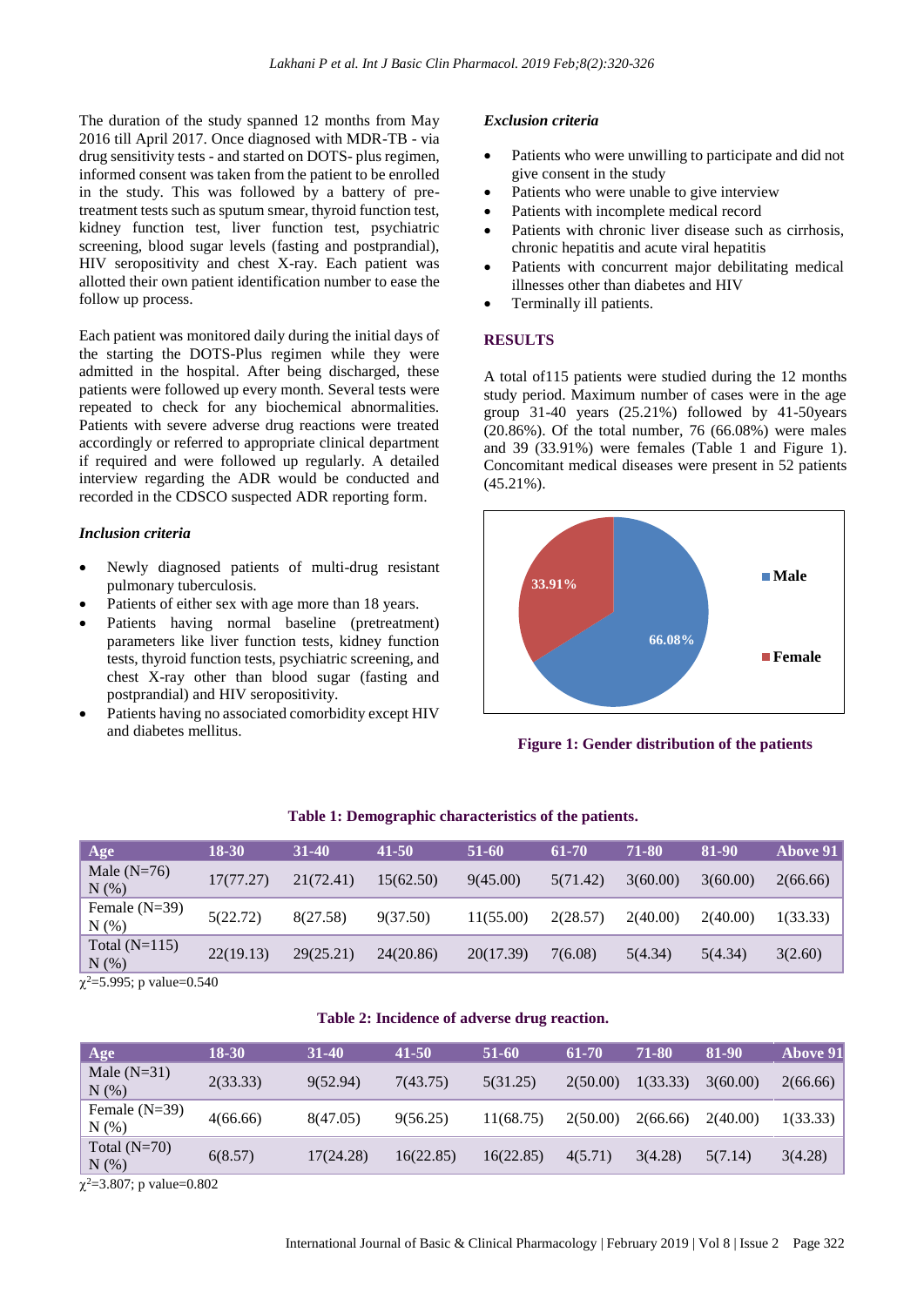The duration of the study spanned 12 months from May 2016 till April 2017. Once diagnosed with MDR-TB - via drug sensitivity tests - and started on DOTS- plus regimen, informed consent was taken from the patient to be enrolled in the study. This was followed by a battery of pre-treatment tests such as sputum smear, thyroid function test, kidney function test, liver function test, psychiatric screening, blood sugar levels (fasting and postprandial), HIV seropositivity and chest X-ray. Each patient was allotted their own patient identification number to ease the follow up process.

Each patient was monitored daily during the initial days of the starting the DOTS-Plus regimen while they were admitted in the hospital. After being discharged, these patients were followed up every month. Several tests were repeated to check for any biochemical abnormalities. Patients with severe adverse drug reactions were treated accordingly or referred to appropriate clinical department if required and were followed up regularly. A detailed interview regarding the ADR would be conducted and recorded in the CDSCO suspected ADR reporting form.

### *Inclusion criteria*

- Newly diagnosed patients of multi-drug resistant pulmonary tuberculosis.
- Patients of either sex with age more than 18 years.
- Patients having normal baseline (pretreatment) parameters like liver function tests, kidney function tests, thyroid function tests, psychiatric screening, and chest X-ray other than blood sugar (fasting and postprandial) and HIV seropositivity.
- Patients having no associated comorbidity except HIV and diabetes mellitus.

### *Exclusion criteria*

- Patients who were unwilling to participate and did not give consent in the study
- Patients who were unable to give interview
- Patients with incomplete medical record
- Patients with chronic liver disease such as cirrhosis, chronic hepatitis and acute viral hepatitis
- Patients with concurrent major debilitating medical illnesses other than diabetes and HIV
- Terminally ill patients.

## RESULTS

A total of115 patients were studied during the 12 months study period. Maximum number of cases were in the age group 31-40 years (25.21%) followed by 41-50years (20.86%). Of the total number, 76 (66.08%) were males and 39 (33.91%) were females (Table 1 and Figure 1). Concomitant medical diseases were present in 52 patients (45.21%).

**Figure 1: Gender distribution of the patients**

**Table 1: Demographic characteristics of the patients.**

| Age | 18-30 | 31-40 | 41-50 | 51-60 | 61-70 | 71-80 | 81-90 | Above 91 |
|---|---|---|---|---|---|---|---|---|
| Male (N=76) N (%) | 17(77.27) | 21(72.41) | 15(62.50) | 9(45.00) | 5(71.42) | 3(60.00) | 3(60.00) | 2(66.66) |
| Female (N=39) N (%) | 5(22.72) | 8(27.58) | 9(37.50) | 11(55.00) | 2(28.57) | 2(40.00) | 2(40.00) | 1(33.33) |
| Total (N=115) N (%) | 22(19.13) | 29(25.21) | 24(20.86) | 20(17.39) | 7(6.08) | 5(4.34) | 5(4.34) | 3(2.60) |

$\chi^2$=5.995; p value=0.540

**Table 2: Incidence of adverse drug reaction.**

| Age | 18-30 | 31-40 | 41-50 | 51-60 | 61-70 | 71-80 | 81-90 | Above 91 |
|---|---|---|---|---|---|---|---|---|
| Male (N=31) N (%) | 2(33.33) | 9(52.94) | 7(43.75) | 5(31.25) | 2(50.00) | 1(33.33) | 3(60.00) | 2(66.66) |
| Female (N=39) N (%) | 4(66.66) | 8(47.05) | 9(56.25) | 11(68.75) | 2(50.00) | 2(66.66) | 2(40.00) | 1(33.33) |
| Total (N=70) N (%) | 6(8.57) | 17(24.28) | 16(22.85) | 16(22.85) | 4(5.71) | 3(4.28) | 5(7.14) | 3(4.28) |

$\chi^2$=3.807; p value=0.802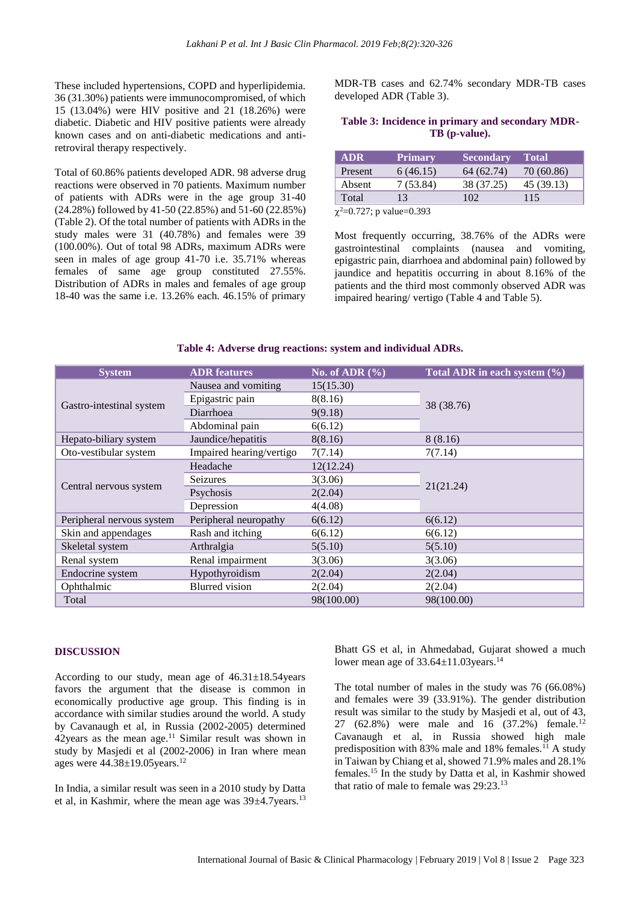These included hypertensions, COPD and hyperlipidemia. 36 (31.30%) patients were immunocompromised, of which 15 (13.04%) were HIV positive and 21 (18.26%) were diabetic. Diabetic and HIV positive patients were already known cases and on anti-diabetic medications and anti-retroviral therapy respectively.

Total of 60.86% patients developed ADR. 98 adverse drug reactions were observed in 70 patients. Maximum number of patients with ADRs were in the age group 31-40 (24.28%) followed by 41-50 (22.85%) and 51-60 (22.85%) (Table 2). Of the total number of patients with ADRs in the study males were 31 (40.78%) and females were 39 (100.00%). Out of total 98 ADRs, maximum ADRs were seen in males of age group 41-70 i.e. 35.71% whereas females of same age group constituted 27.55%. Distribution of ADRs in males and females of age group 18-40 was the same i.e. 13.26% each. 46.15% of primary MDR-TB cases and 62.74% secondary MDR-TB cases developed ADR (Table 3).

**Table 3: Incidence in primary and secondary MDR-TB (p-value).**

| ADR | Primary | Secondary | Total |
|---|---|---|---|
| Present | 6 (46.15) | 64 (62.74) | 70 (60.86) |
| Absent | 7 (53.84) | 38 (37.25) | 45 (39.13) |
| Total | 13 | 102 | 115 |

$\chi^2$=0.727; p value=0.393

Most frequently occurring, 38.76% of the ADRs were gastrointestinal complaints (nausea and vomiting, epigastric pain, diarrhoea and abdominal pain) followed by jaundice and hepatitis occurring in about 8.16% of the patients and the third most commonly observed ADR was impaired hearing/ vertigo (Table 4 and Table 5).

**Table 4: Adverse drug reactions: system and individual ADRs.**

| System | ADR features | No. of ADR (%) | Total ADR in each system (%) |
|---|---|---|---|
| Gastro-intestinal system | Nausea and vomiting | 15(15.30) | 38 (38.76) |
| | Epigastric pain | 8(8.16) | |
| | Diarrhoea | 9(9.18) | |
| | Abdominal pain | 6(6.12) | |
| Hepato-biliary system | Jaundice/hepatitis | 8(8.16) | 8 (8.16) |
| Oto-vestibular system | Impaired hearing/vertigo | 7(7.14) | 7(7.14) |
| Central nervous system | Headache | 12(12.24) | 21(21.24) |
| | Seizures | 3(3.06) | |
| | Psychosis | 2(2.04) | |
| | Depression | 4(4.08) | |
| Peripheral nervous system | Peripheral neuropathy | 6(6.12) | 6(6.12) |
| Skin and appendages | Rash and itching | 6(6.12) | 6(6.12) |
| Skeletal system | Arthralgia | 5(5.10) | 5(5.10) |
| Renal system | Renal impairment | 3(3.06) | 3(3.06) |
| Endocrine system | Hypothyroidism | 2(2.04) | 2(2.04) |
| Ophthalmic | Blurred vision | 2(2.04) | 2(2.04) |
| Total | | 98(100.00) | 98(100.00) |

## DISCUSSION

According to our study, mean age of 46.31±18.54years favors the argument that the disease is common in economically productive age group. This finding is in accordance with similar studies around the world. A study by Cavanaugh et al, in Russia (2002-2005) determined 42years as the mean age.[11] Similar result was shown in study by Masjedi et al (2002-2006) in Iran where mean ages were 44.38±19.05years.[12]

In India, a similar result was seen in a 2010 study by Datta et al, in Kashmir, where the mean age was 39±4.7years.[13] Bhatt GS et al, in Ahmedabad, Gujarat showed a much lower mean age of 33.64±11.03years.[14]

The total number of males in the study was 76 (66.08%) and females were 39 (33.91%). The gender distribution result was similar to the study by Masjedi et al, out of 43, 27 (62.8%) were male and 16 (37.2%) female.[12] Cavanaugh et al, in Russia showed high male predisposition with 83% male and 18% females.[11] A study in Taiwan by Chiang et al, showed 71.9% males and 28.1% females.[15] In the study by Datta et al, in Kashmir showed that ratio of male to female was 29:23.[13]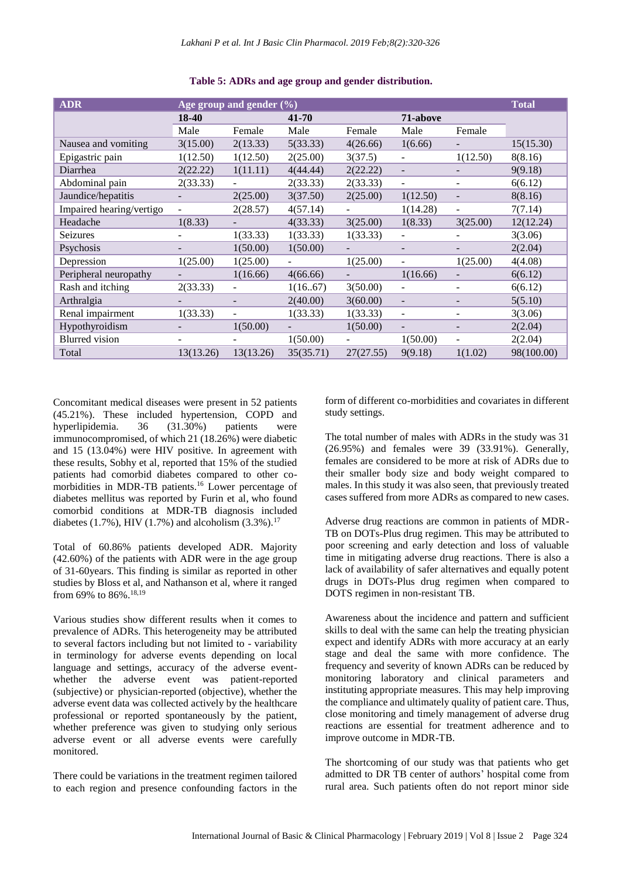**Table 5: ADRs and age group and gender distribution.**

| ADR | Age group and gender (%) | | | | | | Total |
|---|---|---|---|---|---|---|---|
| | 18-40 | | 41-70 | | 71-above | | |
| | Male | Female | Male | Female | Male | Female | |
| Nausea and vomiting | 3(15.00) | 2(13.33) | 5(33.33) | 4(26.66) | 1(6.66) | - | 15(15.30) |
| Epigastric pain | 1(12.50) | 1(12.50) | 2(25.00) | 3(37.5) | - | 1(12.50) | 8(8.16) |
| Diarrhea | 2(22.22) | 1(11.11) | 4(44.44) | 2(22.22) | - | - | 9(9.18) |
| Abdominal pain | 2(33.33) | - | 2(33.33) | 2(33.33) | - | - | 6(6.12) |
| Jaundice/hepatitis | - | 2(25.00) | 3(37.50) | 2(25.00) | 1(12.50) | - | 8(8.16) |
| Impaired hearing/vertigo | - | 2(28.57) | 4(57.14) | - | 1(14.28) | - | 7(7.14) |
| Headache | 1(8.33) | - | 4(33.33) | 3(25.00) | 1(8.33) | 3(25.00) | 12(12.24) |
| Seizures | - | 1(33.33) | 1(33.33) | 1(33.33) | - | - | 3(3.06) |
| Psychosis | - | 1(50.00) | 1(50.00) | - | - | - | 2(2.04) |
| Depression | 1(25.00) | 1(25.00) | - | 1(25.00) | - | 1(25.00) | 4(4.08) |
| Peripheral neuropathy | - | 1(16.66) | 4(66.66) | - | 1(16.66) | - | 6(6.12) |
| Rash and itching | 2(33.33) | - | 1(16..67) | 3(50.00) | - | - | 6(6.12) |
| Arthralgia | - | - | 2(40.00) | 3(60.00) | - | - | 5(5.10) |
| Renal impairment | 1(33.33) | - | 1(33.33) | 1(33.33) | - | - | 3(3.06) |
| Hypothyroidism | - | 1(50.00) | - | 1(50.00) | - | - | 2(2.04) |
| Blurred vision | - | - | 1(50.00) | - | 1(50.00) | - | 2(2.04) |
| Total | 13(13.26) | 13(13.26) | 35(35.71) | 27(27.55) | 9(9.18) | 1(1.02) | 98(100.00) |

Concomitant medical diseases were present in 52 patients (45.21%). These included hypertension, COPD and hyperlipidemia. 36 (31.30%) patients were immunocompromised, of which 21 (18.26%) were diabetic and 15 (13.04%) were HIV positive. In agreement with these results, Sobhy et al, reported that 15% of the studied patients had comorbid diabetes compared to other co-morbidities in MDR-TB patients.[16] Lower percentage of diabetes mellitus was reported by Furin et al, who found comorbid conditions at MDR-TB diagnosis included diabetes (1.7%), HIV (1.7%) and alcoholism (3.3%).[17]

Total of 60.86% patients developed ADR. Majority (42.60%) of the patients with ADR were in the age group of 31-60years. This finding is similar as reported in other studies by Bloss et al, and Nathanson et al, where it ranged from 69% to 86%.[18,19]

Various studies show different results when it comes to prevalence of ADRs. This heterogeneity may be attributed to several factors including but not limited to - variability in terminology for adverse events depending on local language and settings, accuracy of the adverse event-whether the adverse event was patient-reported (subjective) or physician-reported (objective), whether the adverse event data was collected actively by the healthcare professional or reported spontaneously by the patient, whether preference was given to studying only serious adverse event or all adverse events were carefully monitored.

There could be variations in the treatment regimen tailored to each region and presence confounding factors in the form of different co-morbidities and covariates in different study settings.

The total number of males with ADRs in the study was 31 (26.95%) and females were 39 (33.91%). Generally, females are considered to be more at risk of ADRs due to their smaller body size and body weight compared to males. In this study it was also seen, that previously treated cases suffered from more ADRs as compared to new cases.

Adverse drug reactions are common in patients of MDR-TB on DOTs-Plus drug regimen. This may be attributed to poor screening and early detection and loss of valuable time in mitigating adverse drug reactions. There is also a lack of availability of safer alternatives and equally potent drugs in DOTs-Plus drug regimen when compared to DOTS regimen in non-resistant TB.

Awareness about the incidence and pattern and sufficient skills to deal with the same can help the treating physician expect and identify ADRs with more accuracy at an early stage and deal the same with more confidence. The frequency and severity of known ADRs can be reduced by monitoring laboratory and clinical parameters and instituting appropriate measures. This may help improving the compliance and ultimately quality of patient care. Thus, close monitoring and timely management of adverse drug reactions are essential for treatment adherence and to improve outcome in MDR-TB.

The shortcoming of our study was that patients who get admitted to DR TB center of authors' hospital come from rural area. Such patients often do not report minor side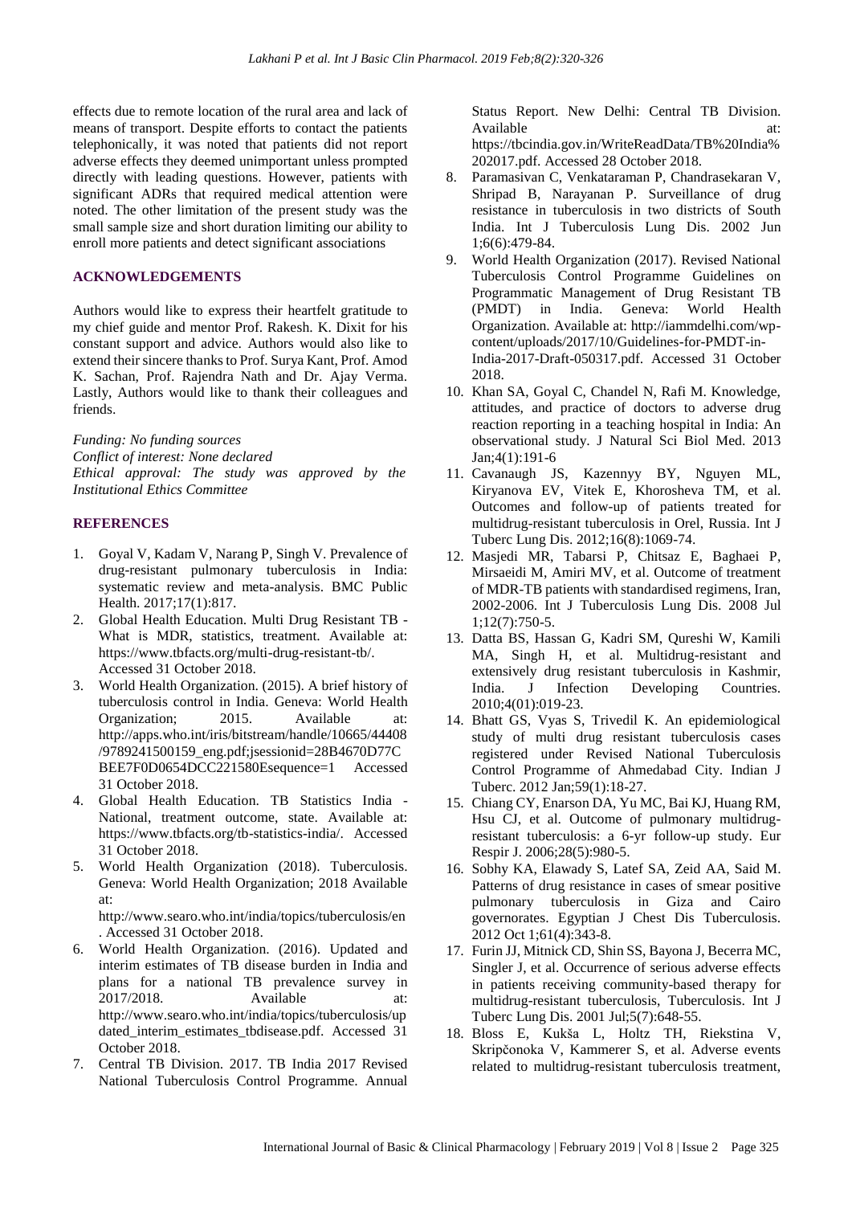effects due to remote location of the rural area and lack of means of transport. Despite efforts to contact the patients telephonically, it was noted that patients did not report adverse effects they deemed unimportant unless prompted directly with leading questions. However, patients with significant ADRs that required medical attention were noted. The other limitation of the present study was the small sample size and short duration limiting our ability to enroll more patients and detect significant associations

## ACKNOWLEDGEMENTS

Authors would like to express their heartfelt gratitude to my chief guide and mentor Prof. Rakesh. K. Dixit for his constant support and advice. Authors would also like to extend their sincere thanks to Prof. Surya Kant, Prof. Amod K. Sachan, Prof. Rajendra Nath and Dr. Ajay Verma. Lastly, Authors would like to thank their colleagues and friends.

*Funding: No funding sources*
*Conflict of interest: None declared*
*Ethical approval: The study was approved by the Institutional Ethics Committee*

## REFERENCES

1. Goyal V, Kadam V, Narang P, Singh V. Prevalence of drug-resistant pulmonary tuberculosis in India: systematic review and meta-analysis. BMC Public Health. 2017;17(1):817.
2. Global Health Education. Multi Drug Resistant TB - What is MDR, statistics, treatment. Available at: https://www.tbfacts.org/multi-drug-resistant-tb/. Accessed 31 October 2018.
3. World Health Organization. (2015). A brief history of tuberculosis control in India. Geneva: World Health Organization; 2015. Available at: http://apps.who.int/iris/bitstream/handle/10665/44408/9789241500159_eng.pdf;jsessionid=28B4670D77CBEE7F0D0654DCC221580Esequence=1 Accessed 31 October 2018.
4. Global Health Education. TB Statistics India - National, treatment outcome, state. Available at: https://www.tbfacts.org/tb-statistics-india/. Accessed 31 October 2018.
5. World Health Organization (2018). Tuberculosis. Geneva: World Health Organization; 2018 Available at: http://www.searo.who.int/india/topics/tuberculosis/en. Accessed 31 October 2018.
6. World Health Organization. (2016). Updated and interim estimates of TB disease burden in India and plans for a national TB prevalence survey in 2017/2018. Available at: http://www.searo.who.int/india/topics/tuberculosis/updated_interim_estimates_tbdisease.pdf. Accessed 31 October 2018.
7. Central TB Division. 2017. TB India 2017 Revised National Tuberculosis Control Programme. Annual Status Report. New Delhi: Central TB Division. Available at: https://tbcindia.gov.in/WriteReadData/TB%20India%202017.pdf. Accessed 28 October 2018.
8. Paramasivan C, Venkataraman P, Chandrasekaran V, Shripad B, Narayanan P. Surveillance of drug resistance in tuberculosis in two districts of South India. Int J Tuberculosis Lung Dis. 2002 Jun 1;6(6):479-84.
9. World Health Organization (2017). Revised National Tuberculosis Control Programme Guidelines on Programmatic Management of Drug Resistant TB (PMDT) in India. Geneva: World Health Organization. Available at: http://iammdelhi.com/wp-content/uploads/2017/10/Guidelines-for-PMDT-in-India-2017-Draft-050317.pdf. Accessed 31 October 2018.
10. Khan SA, Goyal C, Chandel N, Rafi M. Knowledge, attitudes, and practice of doctors to adverse drug reaction reporting in a teaching hospital in India: An observational study. J Natural Sci Biol Med. 2013 Jan;4(1):191-6
11. Cavanaugh JS, Kazennyy BY, Nguyen ML, Kiryanova EV, Vitek E, Khorosheva TM, et al. Outcomes and follow-up of patients treated for multidrug-resistant tuberculosis in Orel, Russia. Int J Tuberc Lung Dis. 2012;16(8):1069-74.
12. Masjedi MR, Tabarsi P, Chitsaz E, Baghaei P, Mirsaeidi M, Amiri MV, et al. Outcome of treatment of MDR-TB patients with standardised regimens, Iran, 2002-2006. Int J Tuberculosis Lung Dis. 2008 Jul 1;12(7):750-5.
13. Datta BS, Hassan G, Kadri SM, Qureshi W, Kamili MA, Singh H, et al. Multidrug-resistant and extensively drug resistant tuberculosis in Kashmir, India. J Infection Developing Countries. 2010;4(01):019-23.
14. Bhatt GS, Vyas S, Trivedil K. An epidemiological study of multi drug resistant tuberculosis cases registered under Revised National Tuberculosis Control Programme of Ahmedabad City. Indian J Tuberc. 2012 Jan;59(1):18-27.
15. Chiang CY, Enarson DA, Yu MC, Bai KJ, Huang RM, Hsu CJ, et al. Outcome of pulmonary multidrug-resistant tuberculosis: a 6-yr follow-up study. Eur Respir J. 2006;28(5):980-5.
16. Sobhy KA, Elawady S, Latef SA, Zeid AA, Said M. Patterns of drug resistance in cases of smear positive pulmonary tuberculosis in Giza and Cairo governorates. Egyptian J Chest Dis Tuberculosis. 2012 Oct 1;61(4):343-8.
17. Furin JJ, Mitnick CD, Shin SS, Bayona J, Becerra MC, Singler J, et al. Occurrence of serious adverse effects in patients receiving community-based therapy for multidrug-resistant tuberculosis, Tuberculosis. Int J Tuberc Lung Dis. 2001 Jul;5(7):648-55.
18. Bloss E, Kukša L, Holtz TH, Riekstina V, Skripčonoka V, Kammerer S, et al. Adverse events related to multidrug-resistant tuberculosis treatment,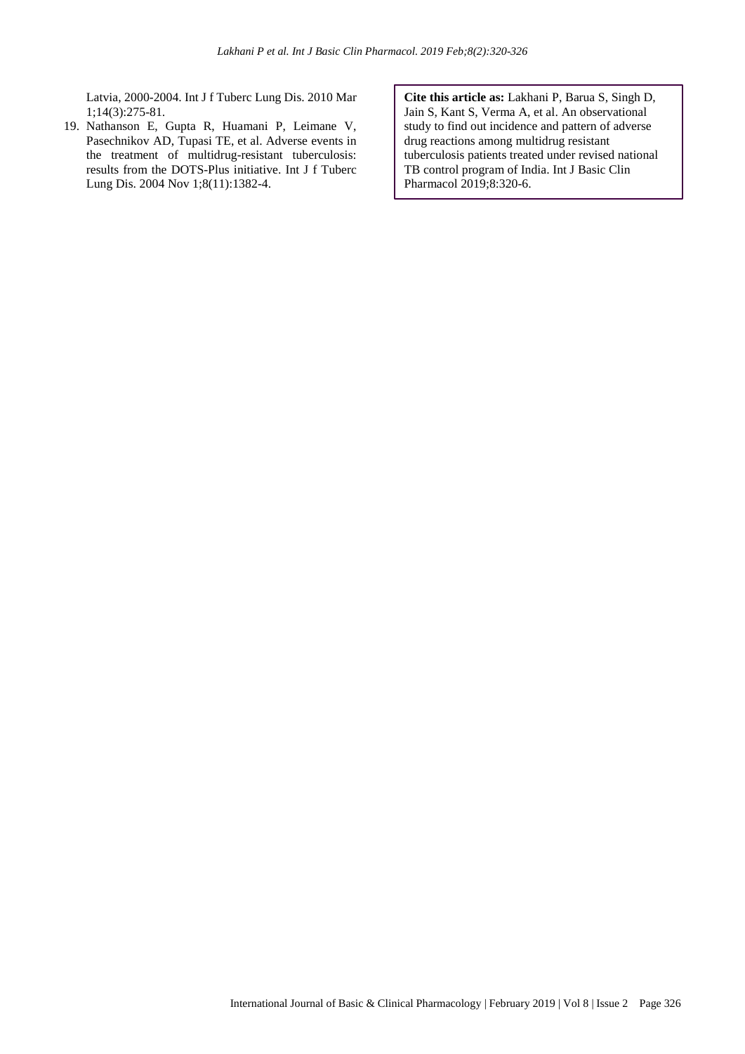Latvia, 2000-2004. Int J f Tuberc Lung Dis. 2010 Mar 1;14(3):275-81.

19. Nathanson E, Gupta R, Huamani P, Leimane V, Pasechnikov AD, Tupasi TE, et al. Adverse events in the treatment of multidrug-resistant tuberculosis: results from the DOTS-Plus initiative. Int J f Tuberc Lung Dis. 2004 Nov 1;8(11):1382-4.

**Cite this article as:** Lakhani P, Barua S, Singh D, Jain S, Kant S, Verma A, et al. An observational study to find out incidence and pattern of adverse drug reactions among multidrug resistant tuberculosis patients treated under revised national TB control program of India. Int J Basic Clin Pharmacol 2019;8:320-6.